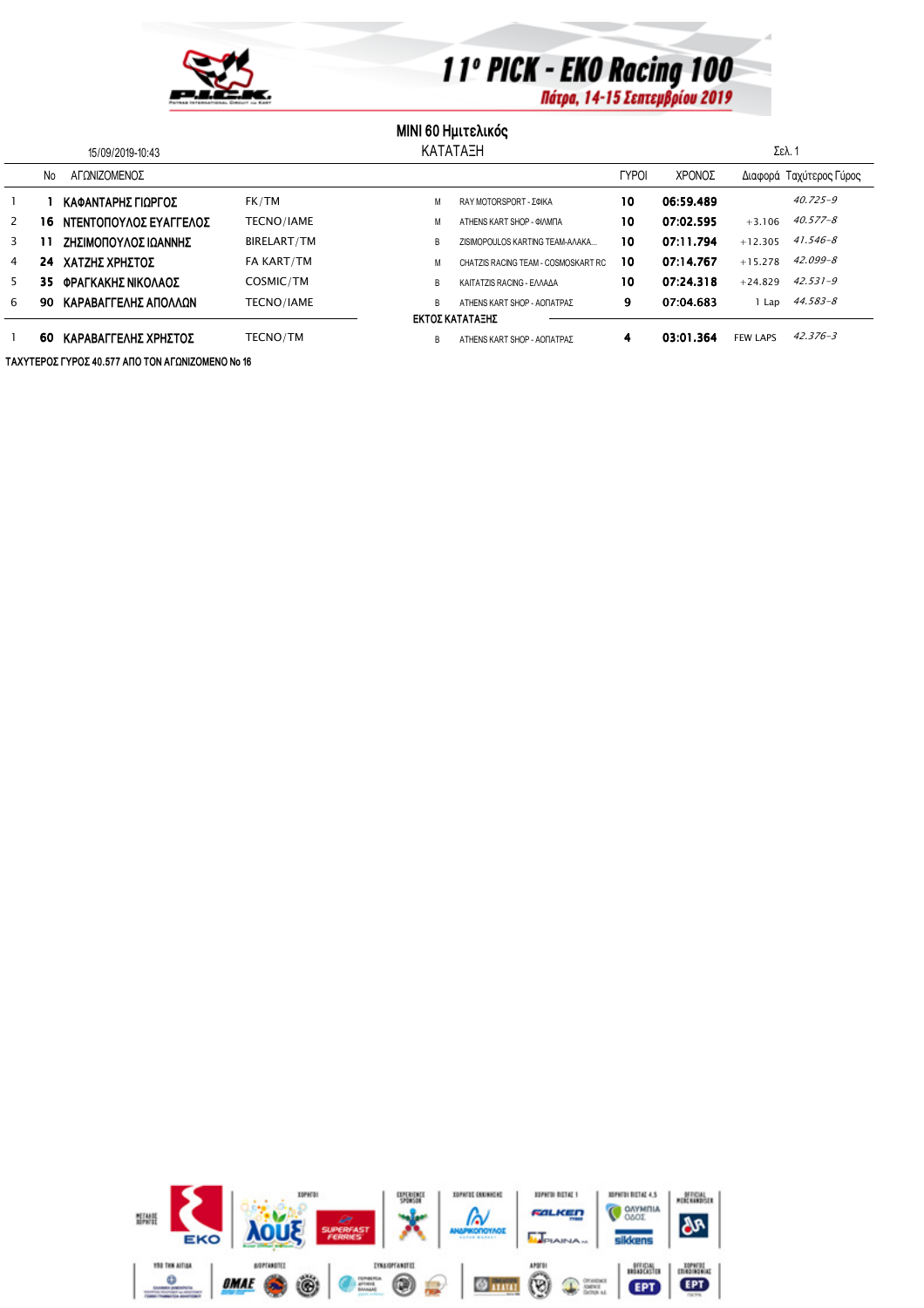# 11° PICK - EKO Racing 100

Πάτρα, 14-15 Σεπτεμβρίου 2019

## MINI 60 Ημιτελικός

ΚΑΤΑΤΑΞΗ

15/09/2019-10:43

| | No | ΑΓΩΝΙΖΟΜΕΝΟΣ | | | | ΓΥΡΟΙ | ΧΡΟΝΟΣ | Διαφορά | Ταχύτερος Γύρος |
|---|---|---|---|---|---|---|---|---|---|
| 1 | 1 | ΚΑΦΑΝΤΑΡΗΣ ΓΙΩΡΓΟΣ | FK/TM | M | RAY MOTORSPORT - ΣΦΙΚΑ | 10 | 06:59.489 | | 40.725-9 |
| 2 | 16 | ΝΤΕΝΤΟΠΟΥΛΟΣ ΕΥΑΓΓΕΛΟΣ | TECNO/IAME | M | ATHENS KART SHOP - ΦΙΛΙΠΠΑ | 10 | 07:02.595 | +3.106 | 40.577-8 |
| 3 | 11 | ΖΗΣΙΜΟΠΟΥΛΟΣ ΙΩΑΝΝΗΣ | BIRELART/TM | B | ZISIMOPOULOS KARTING TEAM-ΑΛΑΚΑ... | 10 | 07:11.794 | +12.305 | 41.546-8 |
| 4 | 24 | ΧΑΤΖΗΣ ΧΡΗΣΤΟΣ | FA KART/TM | M | CHATZIS RACING TEAM - COSMOSKART RC | 10 | 07:14.767 | +15.278 | 42.099-8 |
| 5 | 35 | ΦΡΑΓΚΑΚΗΣ ΝΙΚΟΛΑΟΣ | COSMIC/TM | B | KAITATZIS RACING - ΕΛΛΑΔΑ | 10 | 07:24.318 | +24.829 | 42.531-9 |
| 6 | 90 | ΚΑΡΑΒΑΓΓΕΛΗΣ ΑΠΟΛΛΩΝ | TECNO/IAME | B | ATHENS KART SHOP - ΑΟΠΑΤΡΑΣ | 9 | 07:04.683 | 1 Lap | 44.583-8 |

**ΕΚΤΟΣ ΚΑΤΑΤΑΞΗΣ**

| | No | ΑΓΩΝΙΖΟΜΕΝΟΣ | | | | ΓΥΡΟΙ | ΧΡΟΝΟΣ | Διαφορά | Ταχύτερος Γύρος |
|---|---|---|---|---|---|---|---|---|---|
| 1 | 60 | ΚΑΡΑΒΑΓΓΕΛΗΣ ΧΡΗΣΤΟΣ | TECNO/TM | B | ATHENS KART SHOP - ΑΟΠΑΤΡΑΣ | 4 | 03:01.364 | FEW LAPS | 42.376-3 |

**ΤΑΧΥΤΕΡΟΣ ΓΥΡΟΣ 40.577 ΑΠΟ ΤΟΝ ΑΓΩΝΙΖΟΜΕΝΟ No 16**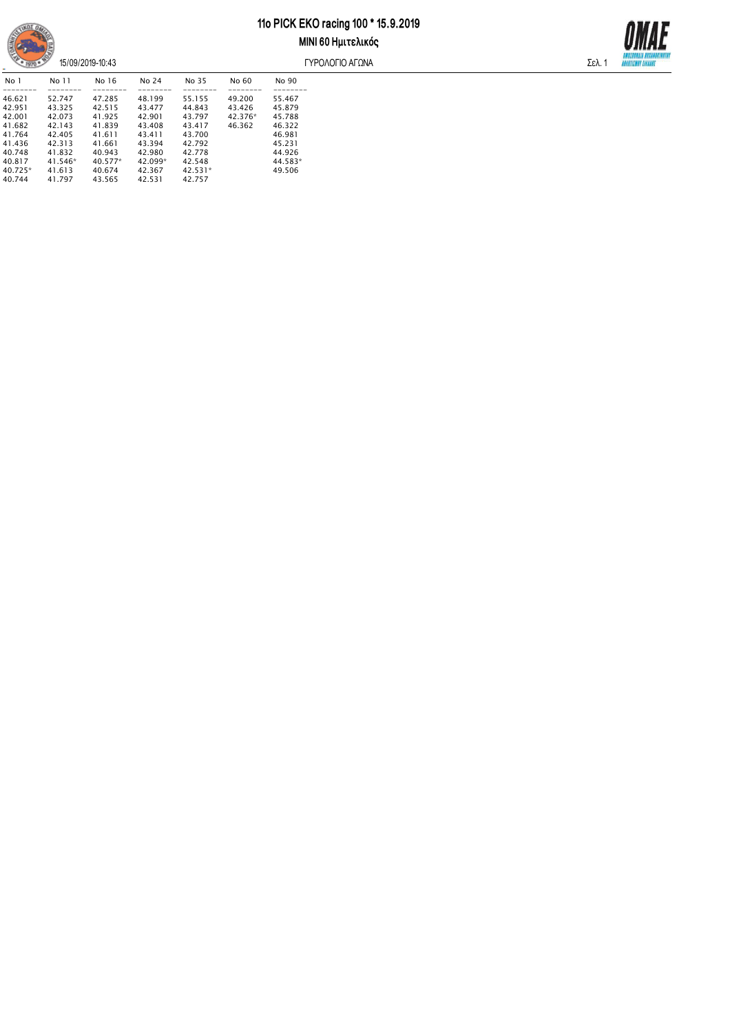# 11o PICK EKO racing 100 * 15.9.2019

## MINI 60 Ημιτελικός

15/09/2019-10:43

ΓΥΡΟΛΟΓΙΟ ΑΓΩΝΑ

| No 1 | No 11 | No 16 | No 24 | No 35 | No 60 | No 90 |
|---|---|---|---|---|---|---|
| 46.621 | 52.747 | 47.285 | 48.199 | 55.155 | 49.200 | 55.467 |
| 42.951 | 43.325 | 42.515 | 43.477 | 44.843 | 43.426 | 45.879 |
| 42.001 | 42.073 | 41.925 | 42.901 | 43.797 | 42.376* | 45.788 |
| 41.682 | 42.143 | 41.839 | 43.408 | 43.417 | 46.362 | 46.322 |
| 41.764 | 42.405 | 41.611 | 43.411 | 43.700 | | 46.981 |
| 41.436 | 42.313 | 41.661 | 43.394 | 42.792 | | 45.231 |
| 40.748 | 41.832 | 40.943 | 42.980 | 42.778 | | 44.926 |
| 40.817 | 41.546* | 40.577* | 42.099* | 42.548 | | 44.583* |
| 40.725* | 41.613 | 40.674 | 42.367 | 42.531* | | 49.506 |
| 40.744 | 41.797 | 43.565 | 42.531 | 42.757 | | |